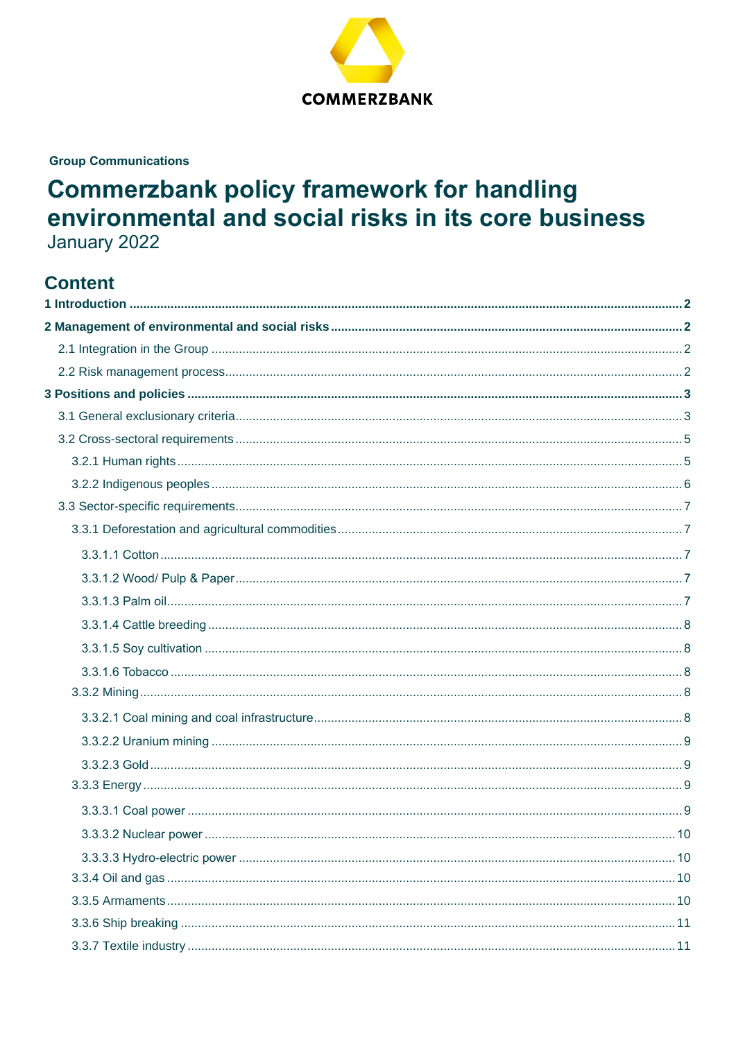COMMERZBANK

**Group Communications**

# Commerzbank policy framework for handling environmental and social risks in its core business

January 2022

## Content

**1 Introduction** ..... 2

**2 Management of environmental and social risks** ..... 2

- 2.1 Integration in the Group ..... 2
- 2.2 Risk management process ..... 2

**3 Positions and policies** ..... 3

- 3.1 General exclusionary criteria ..... 3
- 3.2 Cross-sectoral requirements ..... 5
  - 3.2.1 Human rights ..... 5
  - 3.2.2 Indigenous peoples ..... 6
- 3.3 Sector-specific requirements ..... 7
  - 3.3.1 Deforestation and agricultural commodities ..... 7
    - 3.3.1.1 Cotton ..... 7
    - 3.3.1.2 Wood/ Pulp & Paper ..... 7
    - 3.3.1.3 Palm oil ..... 7
    - 3.3.1.4 Cattle breeding ..... 8
    - 3.3.1.5 Soy cultivation ..... 8
    - 3.3.1.6 Tobacco ..... 8
  - 3.3.2 Mining ..... 8
    - 3.3.2.1 Coal mining and coal infrastructure ..... 8
    - 3.3.2.2 Uranium mining ..... 9
    - 3.3.2.3 Gold ..... 9
  - 3.3.3 Energy ..... 9
    - 3.3.3.1 Coal power ..... 9
    - 3.3.3.2 Nuclear power ..... 10
    - 3.3.3.3 Hydro-electric power ..... 10
  - 3.3.4 Oil and gas ..... 10
  - 3.3.5 Armaments ..... 10
  - 3.3.6 Ship breaking ..... 11
  - 3.3.7 Textile industry ..... 11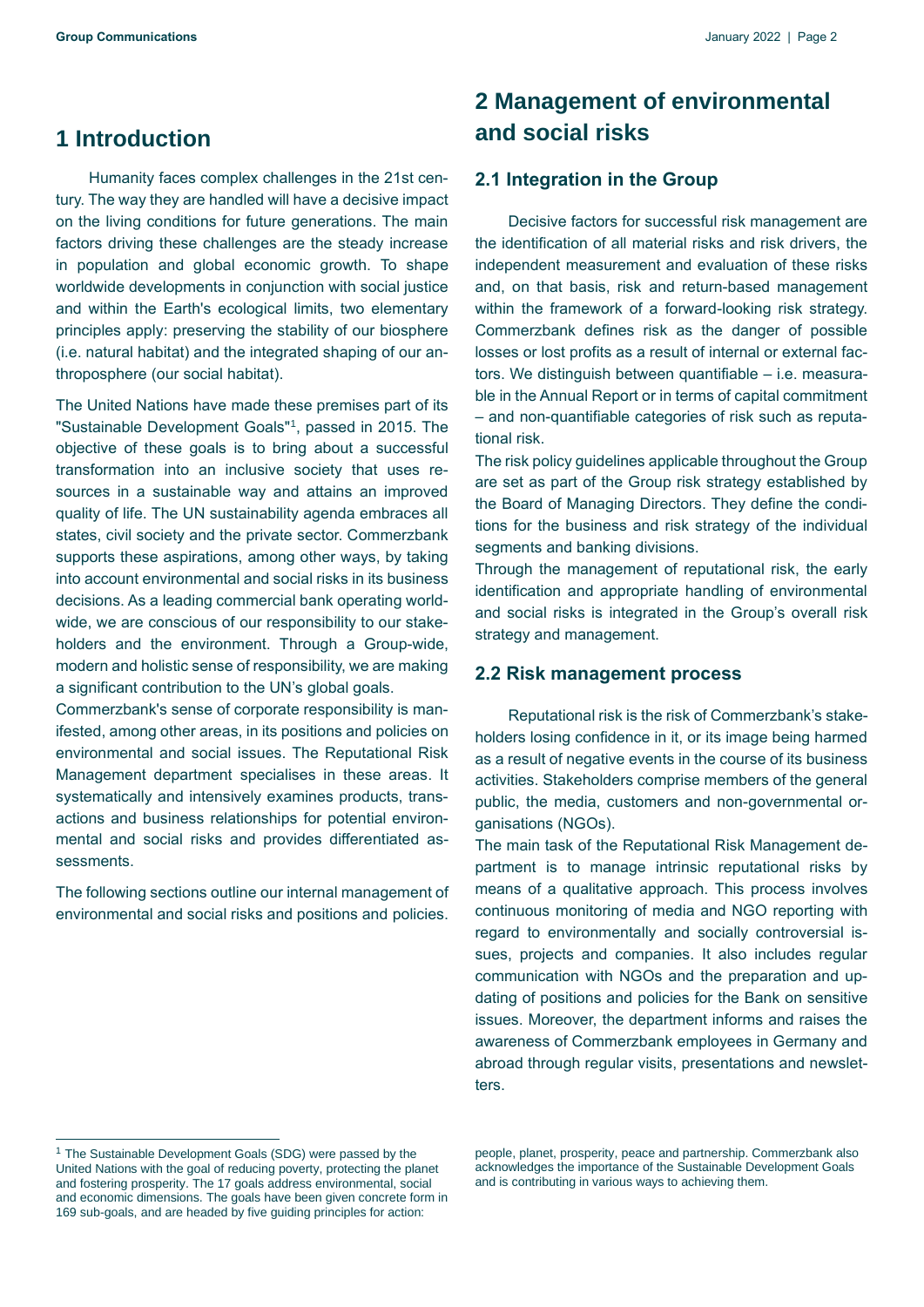# 1 Introduction

Humanity faces complex challenges in the 21st century. The way they are handled will have a decisive impact on the living conditions for future generations. The main factors driving these challenges are the steady increase in population and global economic growth. To shape worldwide developments in conjunction with social justice and within the Earth's ecological limits, two elementary principles apply: preserving the stability of our biosphere (i.e. natural habitat) and the integrated shaping of our anthroposphere (our social habitat).

The United Nations have made these premises part of its "Sustainable Development Goals"[1], passed in 2015. The objective of these goals is to bring about a successful transformation into an inclusive society that uses resources in a sustainable way and attains an improved quality of life. The UN sustainability agenda embraces all states, civil society and the private sector. Commerzbank supports these aspirations, among other ways, by taking into account environmental and social risks in its business decisions. As a leading commercial bank operating worldwide, we are conscious of our responsibility to our stakeholders and the environment. Through a Group-wide, modern and holistic sense of responsibility, we are making a significant contribution to the UN's global goals.

Commerzbank's sense of corporate responsibility is manifested, among other areas, in its positions and policies on environmental and social issues. The Reputational Risk Management department specialises in these areas. It systematically and intensively examines products, transactions and business relationships for potential environmental and social risks and provides differentiated assessments.

The following sections outline our internal management of environmental and social risks and positions and policies.

# 2 Management of environmental and social risks

## 2.1 Integration in the Group

Decisive factors for successful risk management are the identification of all material risks and risk drivers, the independent measurement and evaluation of these risks and, on that basis, risk and return-based management within the framework of a forward-looking risk strategy. Commerzbank defines risk as the danger of possible losses or lost profits as a result of internal or external factors. We distinguish between quantifiable – i.e. measurable in the Annual Report or in terms of capital commitment – and non-quantifiable categories of risk such as reputational risk.

The risk policy guidelines applicable throughout the Group are set as part of the Group risk strategy established by the Board of Managing Directors. They define the conditions for the business and risk strategy of the individual segments and banking divisions.

Through the management of reputational risk, the early identification and appropriate handling of environmental and social risks is integrated in the Group's overall risk strategy and management.

## 2.2 Risk management process

Reputational risk is the risk of Commerzbank's stakeholders losing confidence in it, or its image being harmed as a result of negative events in the course of its business activities. Stakeholders comprise members of the general public, the media, customers and non-governmental organisations (NGOs).

The main task of the Reputational Risk Management department is to manage intrinsic reputational risks by means of a qualitative approach. This process involves continuous monitoring of media and NGO reporting with regard to environmentally and socially controversial issues, projects and companies. It also includes regular communication with NGOs and the preparation and updating of positions and policies for the Bank on sensitive issues. Moreover, the department informs and raises the awareness of Commerzbank employees in Germany and abroad through regular visits, presentations and newsletters.

---

[1] The Sustainable Development Goals (SDG) were passed by the United Nations with the goal of reducing poverty, protecting the planet and fostering prosperity. The 17 goals address environmental, social and economic dimensions. The goals have been given concrete form in 169 sub-goals, and are headed by five guiding principles for action: people, planet, prosperity, peace and partnership. Commerzbank also acknowledges the importance of the Sustainable Development Goals and is contributing in various ways to achieving them.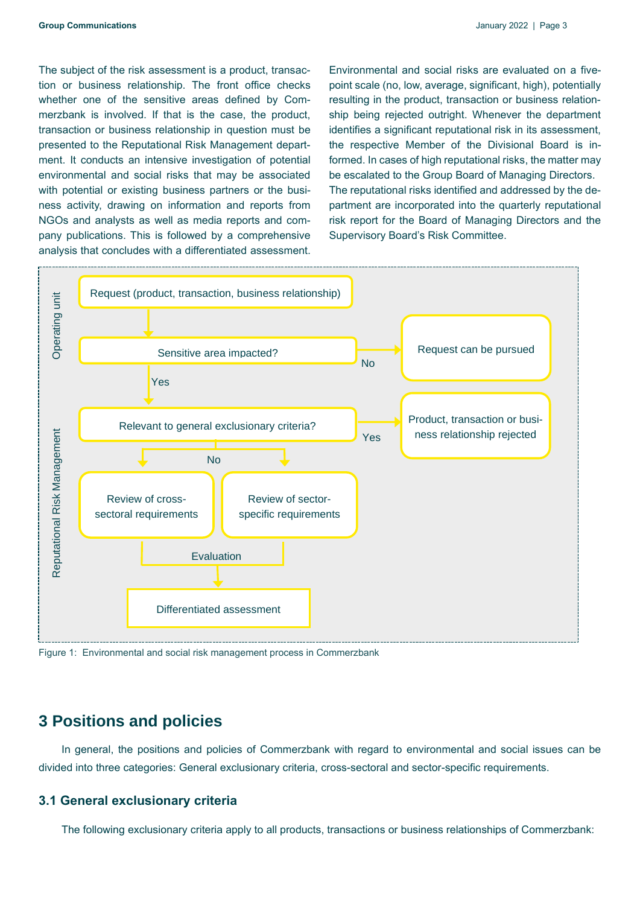The subject of the risk assessment is a product, transaction or business relationship. The front office checks whether one of the sensitive areas defined by Commerzbank is involved. If that is the case, the product, transaction or business relationship in question must be presented to the Reputational Risk Management department. It conducts an intensive investigation of potential environmental and social risks that may be associated with potential or existing business partners or the business activity, drawing on information and reports from NGOs and analysts as well as media reports and company publications. This is followed by a comprehensive analysis that concludes with a differentiated assessment.

Environmental and social risks are evaluated on a five-point scale (no, low, average, significant, high), potentially resulting in the product, transaction or business relationship being rejected outright. Whenever the department identifies a significant reputational risk in its assessment, the respective Member of the Divisional Board is informed. In cases of high reputational risks, the matter may be escalated to the Group Board of Managing Directors. The reputational risks identified and addressed by the department are incorporated into the quarterly reputational risk report for the Board of Managing Directors and the Supervisory Board's Risk Committee.

Operating unit:
- Request (product, transaction, business relationship)
- Sensitive area impacted? — No → Request can be pursued; Yes → Reputational Risk Management

Reputational Risk Management:
- Relevant to general exclusionary criteria? — Yes → Product, transaction or business relationship rejected; No → Review of cross-sectoral requirements / Review of sector-specific requirements
- Evaluation → Differentiated assessment

Figure 1: Environmental and social risk management process in Commerzbank

## 3 Positions and policies

In general, the positions and policies of Commerzbank with regard to environmental and social issues can be divided into three categories: General exclusionary criteria, cross-sectoral and sector-specific requirements.

### 3.1 General exclusionary criteria

The following exclusionary criteria apply to all products, transactions or business relationships of Commerzbank: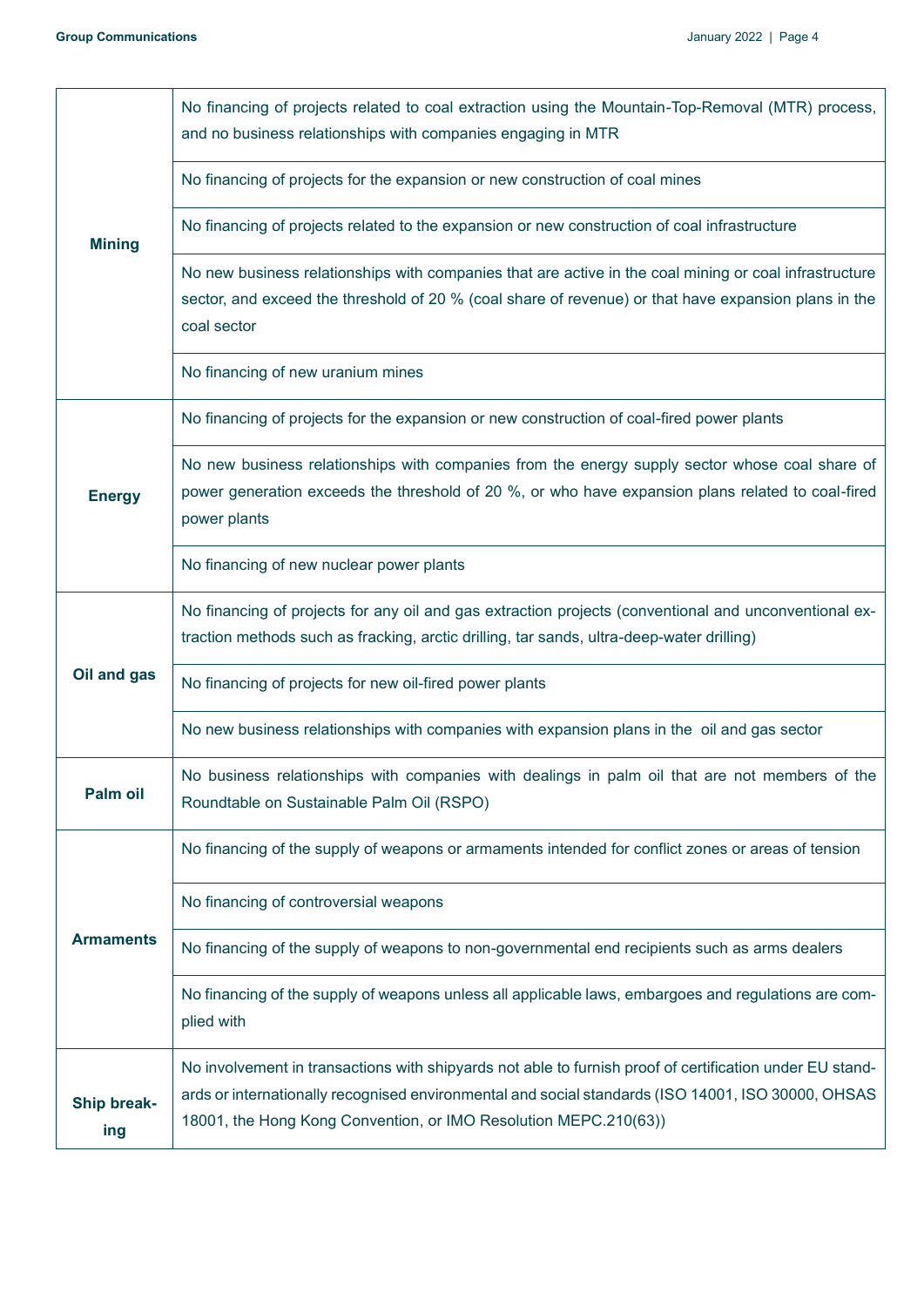| | |
|---|---|
| **Mining** | No financing of projects related to coal extraction using the Mountain-Top-Removal (MTR) process, and no business relationships with companies engaging in MTR |
| | No financing of projects for the expansion or new construction of coal mines |
| | No financing of projects related to the expansion or new construction of coal infrastructure |
| | No new business relationships with companies that are active in the coal mining or coal infrastructure sector, and exceed the threshold of 20 % (coal share of revenue) or that have expansion plans in the coal sector |
| | No financing of new uranium mines |
| **Energy** | No financing of projects for the expansion or new construction of coal-fired power plants |
| | No new business relationships with companies from the energy supply sector whose coal share of power generation exceeds the threshold of 20 %, or who have expansion plans related to coal-fired power plants |
| | No financing of new nuclear power plants |
| **Oil and gas** | No financing of projects for any oil and gas extraction projects (conventional and unconventional extraction methods such as fracking, arctic drilling, tar sands, ultra-deep-water drilling) |
| | No financing of projects for new oil-fired power plants |
| | No new business relationships with companies with expansion plans in the oil and gas sector |
| **Palm oil** | No business relationships with companies with dealings in palm oil that are not members of the Roundtable on Sustainable Palm Oil (RSPO) |
| **Armaments** | No financing of the supply of weapons or armaments intended for conflict zones or areas of tension |
| | No financing of controversial weapons |
| | No financing of the supply of weapons to non-governmental end recipients such as arms dealers |
| | No financing of the supply of weapons unless all applicable laws, embargoes and regulations are complied with |
| **Ship breaking** | No involvement in transactions with shipyards not able to furnish proof of certification under EU standards or internationally recognised environmental and social standards (ISO 14001, ISO 30000, OHSAS 18001, the Hong Kong Convention, or IMO Resolution MEPC.210(63)) |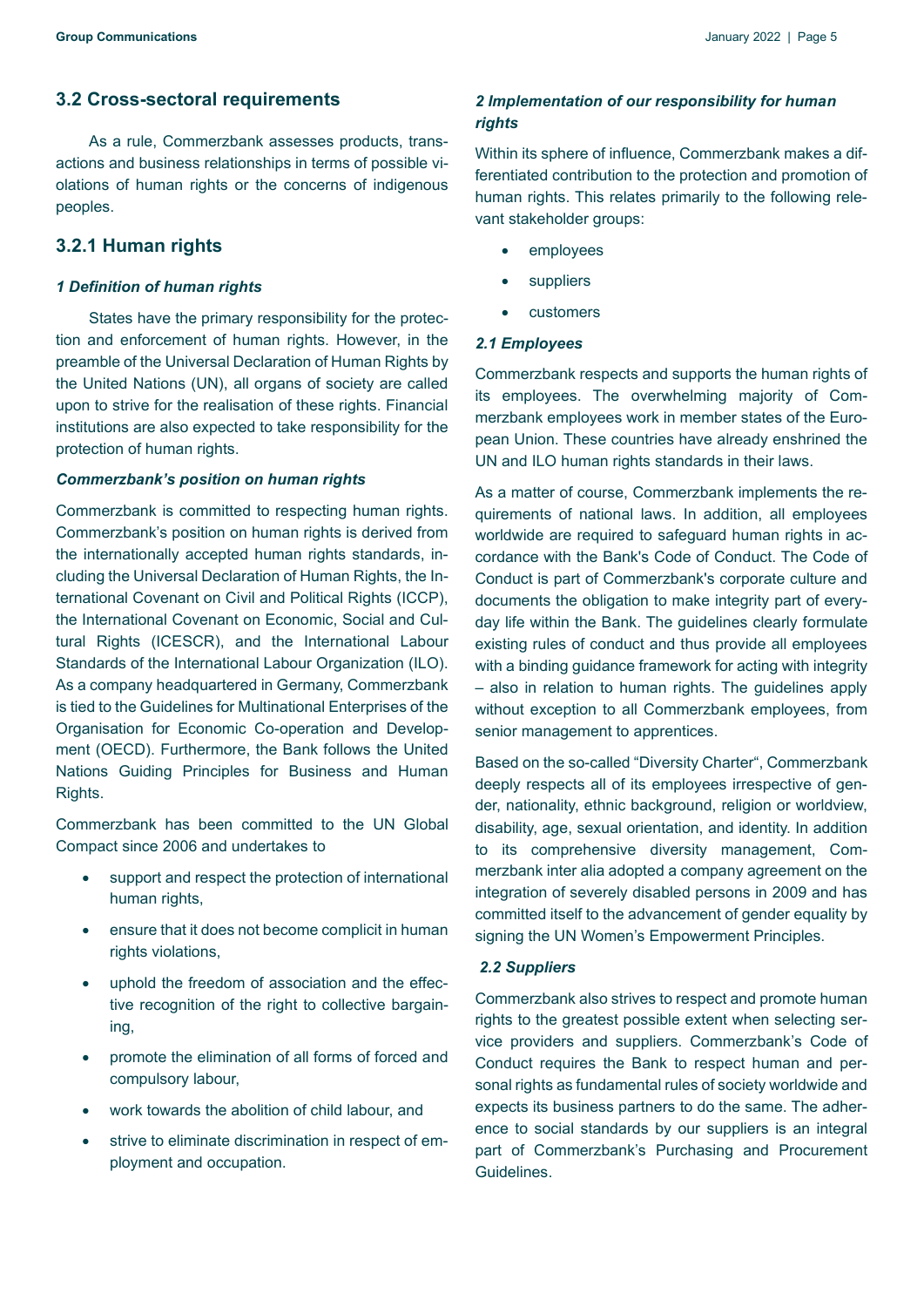## 3.2 Cross-sectoral requirements

As a rule, Commerzbank assesses products, transactions and business relationships in terms of possible violations of human rights or the concerns of indigenous peoples.

### 3.2.1 Human rights

#### *1 Definition of human rights*

States have the primary responsibility for the protection and enforcement of human rights. However, in the preamble of the Universal Declaration of Human Rights by the United Nations (UN), all organs of society are called upon to strive for the realisation of these rights. Financial institutions are also expected to take responsibility for the protection of human rights.

#### *Commerzbank's position on human rights*

Commerzbank is committed to respecting human rights. Commerzbank's position on human rights is derived from the internationally accepted human rights standards, including the Universal Declaration of Human Rights, the International Covenant on Civil and Political Rights (ICCP), the International Covenant on Economic, Social and Cultural Rights (ICESCR), and the International Labour Standards of the International Labour Organization (ILO). As a company headquartered in Germany, Commerzbank is tied to the Guidelines for Multinational Enterprises of the Organisation for Economic Co-operation and Development (OECD). Furthermore, the Bank follows the United Nations Guiding Principles for Business and Human Rights.

Commerzbank has been committed to the UN Global Compact since 2006 and undertakes to

- support and respect the protection of international human rights,
- ensure that it does not become complicit in human rights violations,
- uphold the freedom of association and the effective recognition of the right to collective bargaining,
- promote the elimination of all forms of forced and compulsory labour,
- work towards the abolition of child labour, and
- strive to eliminate discrimination in respect of employment and occupation.

#### *2 Implementation of our responsibility for human rights*

Within its sphere of influence, Commerzbank makes a differentiated contribution to the protection and promotion of human rights. This relates primarily to the following relevant stakeholder groups:

- employees
- suppliers
- customers

#### *2.1 Employees*

Commerzbank respects and supports the human rights of its employees. The overwhelming majority of Commerzbank employees work in member states of the European Union. These countries have already enshrined the UN and ILO human rights standards in their laws.

As a matter of course, Commerzbank implements the requirements of national laws. In addition, all employees worldwide are required to safeguard human rights in accordance with the Bank's Code of Conduct. The Code of Conduct is part of Commerzbank's corporate culture and documents the obligation to make integrity part of everyday life within the Bank. The guidelines clearly formulate existing rules of conduct and thus provide all employees with a binding guidance framework for acting with integrity – also in relation to human rights. The guidelines apply without exception to all Commerzbank employees, from senior management to apprentices.

Based on the so-called "Diversity Charter", Commerzbank deeply respects all of its employees irrespective of gender, nationality, ethnic background, religion or worldview, disability, age, sexual orientation, and identity. In addition to its comprehensive diversity management, Commerzbank inter alia adopted a company agreement on the integration of severely disabled persons in 2009 and has committed itself to the advancement of gender equality by signing the UN Women's Empowerment Principles.

#### *2.2 Suppliers*

Commerzbank also strives to respect and promote human rights to the greatest possible extent when selecting service providers and suppliers. Commerzbank's Code of Conduct requires the Bank to respect human and personal rights as fundamental rules of society worldwide and expects its business partners to do the same. The adherence to social standards by our suppliers is an integral part of Commerzbank's Purchasing and Procurement Guidelines.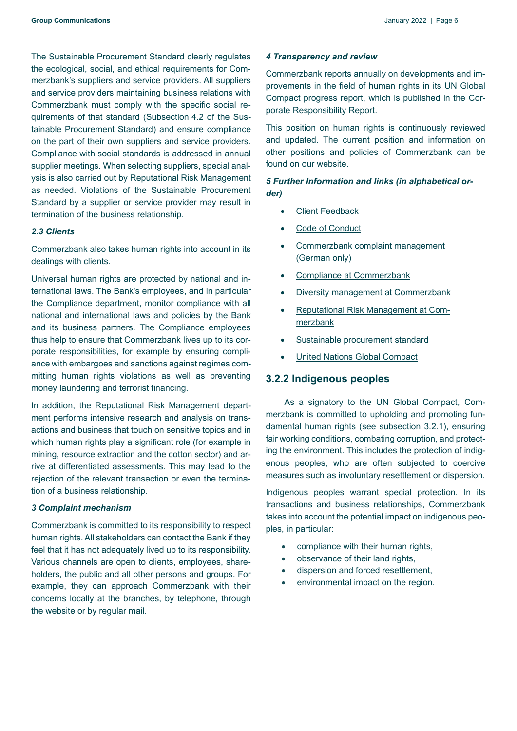The Sustainable Procurement Standard clearly regulates the ecological, social, and ethical requirements for Commerzbank's suppliers and service providers. All suppliers and service providers maintaining business relations with Commerzbank must comply with the specific social requirements of that standard (Subsection 4.2 of the Sustainable Procurement Standard) and ensure compliance on the part of their own suppliers and service providers. Compliance with social standards is addressed in annual supplier meetings. When selecting suppliers, special analysis is also carried out by Reputational Risk Management as needed. Violations of the Sustainable Procurement Standard by a supplier or service provider may result in termination of the business relationship.

*2.3 Clients*

Commerzbank also takes human rights into account in its dealings with clients.

Universal human rights are protected by national and international laws. The Bank's employees, and in particular the Compliance department, monitor compliance with all national and international laws and policies by the Bank and its business partners. The Compliance employees thus help to ensure that Commerzbank lives up to its corporate responsibilities, for example by ensuring compliance with embargoes and sanctions against regimes committing human rights violations as well as preventing money laundering and terrorist financing.

In addition, the Reputational Risk Management department performs intensive research and analysis on transactions and business that touch on sensitive topics and in which human rights play a significant role (for example in mining, resource extraction and the cotton sector) and arrive at differentiated assessments. This may lead to the rejection of the relevant transaction or even the termination of a business relationship.

*3 Complaint mechanism*

Commerzbank is committed to its responsibility to respect human rights. All stakeholders can contact the Bank if they feel that it has not adequately lived up to its responsibility. Various channels are open to clients, employees, shareholders, the public and all other persons and groups. For example, they can approach Commerzbank with their concerns locally at the branches, by telephone, through the website or by regular mail.

*4 Transparency and review*

Commerzbank reports annually on developments and improvements in the field of human rights in its UN Global Compact progress report, which is published in the Corporate Responsibility Report.

This position on human rights is continuously reviewed and updated. The current position and information on other positions and policies of Commerzbank can be found on our website.

*5 Further Information and links (in alphabetical order)*

- Client Feedback
- Code of Conduct
- Commerzbank complaint management (German only)
- Compliance at Commerzbank
- Diversity management at Commerzbank
- Reputational Risk Management at Commerzbank
- Sustainable procurement standard
- United Nations Global Compact

### 3.2.2 Indigenous peoples

As a signatory to the UN Global Compact, Commerzbank is committed to upholding and promoting fundamental human rights (see subsection 3.2.1), ensuring fair working conditions, combating corruption, and protecting the environment. This includes the protection of indigenous peoples, who are often subjected to coercive measures such as involuntary resettlement or dispersion.

Indigenous peoples warrant special protection. In its transactions and business relationships, Commerzbank takes into account the potential impact on indigenous peoples, in particular:

- compliance with their human rights,
- observance of their land rights,
- dispersion and forced resettlement,
- environmental impact on the region.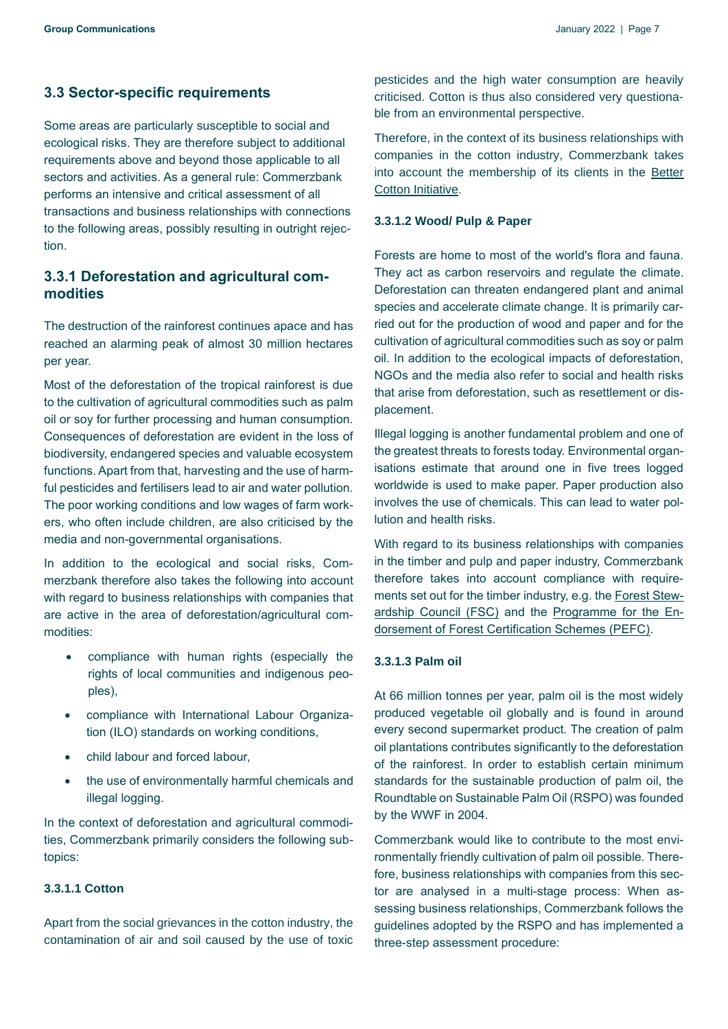## 3.3 Sector-specific requirements

Some areas are particularly susceptible to social and ecological risks. They are therefore subject to additional requirements above and beyond those applicable to all sectors and activities. As a general rule: Commerzbank performs an intensive and critical assessment of all transactions and business relationships with connections to the following areas, possibly resulting in outright rejection.

### 3.3.1 Deforestation and agricultural commodities

The destruction of the rainforest continues apace and has reached an alarming peak of almost 30 million hectares per year.

Most of the deforestation of the tropical rainforest is due to the cultivation of agricultural commodities such as palm oil or soy for further processing and human consumption. Consequences of deforestation are evident in the loss of biodiversity, endangered species and valuable ecosystem functions. Apart from that, harvesting and the use of harmful pesticides and fertilisers lead to air and water pollution. The poor working conditions and low wages of farm workers, who often include children, are also criticised by the media and non-governmental organisations.

In addition to the ecological and social risks, Commerzbank therefore also takes the following into account with regard to business relationships with companies that are active in the area of deforestation/agricultural commodities:

- compliance with human rights (especially the rights of local communities and indigenous peoples),
- compliance with International Labour Organization (ILO) standards on working conditions,
- child labour and forced labour,
- the use of environmentally harmful chemicals and illegal logging.

In the context of deforestation and agricultural commodities, Commerzbank primarily considers the following subtopics:

#### 3.3.1.1 Cotton

Apart from the social grievances in the cotton industry, the contamination of air and soil caused by the use of toxic pesticides and the high water consumption are heavily criticised. Cotton is thus also considered very questionable from an environmental perspective.

Therefore, in the context of its business relationships with companies in the cotton industry, Commerzbank takes into account the membership of its clients in the Better Cotton Initiative.

#### 3.3.1.2 Wood/ Pulp & Paper

Forests are home to most of the world's flora and fauna. They act as carbon reservoirs and regulate the climate. Deforestation can threaten endangered plant and animal species and accelerate climate change. It is primarily carried out for the production of wood and paper and for the cultivation of agricultural commodities such as soy or palm oil. In addition to the ecological impacts of deforestation, NGOs and the media also refer to social and health risks that arise from deforestation, such as resettlement or displacement.

Illegal logging is another fundamental problem and one of the greatest threats to forests today. Environmental organisations estimate that around one in five trees logged worldwide is used to make paper. Paper production also involves the use of chemicals. This can lead to water pollution and health risks.

With regard to its business relationships with companies in the timber and pulp and paper industry, Commerzbank therefore takes into account compliance with requirements set out for the timber industry, e.g. the Forest Stewardship Council (FSC) and the Programme for the Endorsement of Forest Certification Schemes (PEFC).

#### 3.3.1.3 Palm oil

At 66 million tonnes per year, palm oil is the most widely produced vegetable oil globally and is found in around every second supermarket product. The creation of palm oil plantations contributes significantly to the deforestation of the rainforest. In order to establish certain minimum standards for the sustainable production of palm oil, the Roundtable on Sustainable Palm Oil (RSPO) was founded by the WWF in 2004.

Commerzbank would like to contribute to the most environmentally friendly cultivation of palm oil possible. Therefore, business relationships with companies from this sector are analysed in a multi-stage process: When assessing business relationships, Commerzbank follows the guidelines adopted by the RSPO and has implemented a three-step assessment procedure: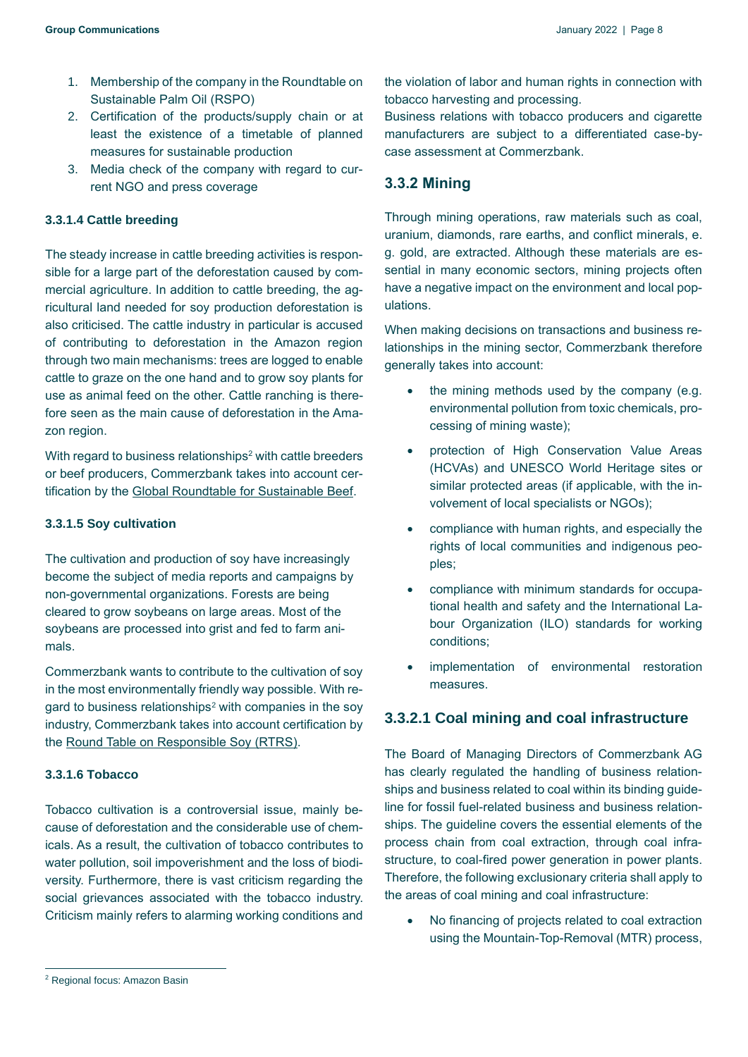1. Membership of the company in the Roundtable on Sustainable Palm Oil (RSPO)
2. Certification of the products/supply chain or at least the existence of a timetable of planned measures for sustainable production
3. Media check of the company with regard to current NGO and press coverage

#### 3.3.1.4 Cattle breeding

The steady increase in cattle breeding activities is responsible for a large part of the deforestation caused by commercial agriculture. In addition to cattle breeding, the agricultural land needed for soy production deforestation is also criticised. The cattle industry in particular is accused of contributing to deforestation in the Amazon region through two main mechanisms: trees are logged to enable cattle to graze on the one hand and to grow soy plants for use as animal feed on the other. Cattle ranching is therefore seen as the main cause of deforestation in the Amazon region.

With regard to business relationships[2] with cattle breeders or beef producers, Commerzbank takes into account certification by the Global Roundtable for Sustainable Beef.

#### 3.3.1.5 Soy cultivation

The cultivation and production of soy have increasingly become the subject of media reports and campaigns by non-governmental organizations. Forests are being cleared to grow soybeans on large areas. Most of the soybeans are processed into grist and fed to farm animals.

Commerzbank wants to contribute to the cultivation of soy in the most environmentally friendly way possible. With regard to business relationships[2] with companies in the soy industry, Commerzbank takes into account certification by the Round Table on Responsible Soy (RTRS).

#### 3.3.1.6 Tobacco

Tobacco cultivation is a controversial issue, mainly because of deforestation and the considerable use of chemicals. As a result, the cultivation of tobacco contributes to water pollution, soil impoverishment and the loss of biodiversity. Furthermore, there is vast criticism regarding the social grievances associated with the tobacco industry. Criticism mainly refers to alarming working conditions and the violation of labor and human rights in connection with tobacco harvesting and processing.

Business relations with tobacco producers and cigarette manufacturers are subject to a differentiated case-by-case assessment at Commerzbank.

### 3.3.2 Mining

Through mining operations, raw materials such as coal, uranium, diamonds, rare earths, and conflict minerals, e. g. gold, are extracted. Although these materials are essential in many economic sectors, mining projects often have a negative impact on the environment and local populations.

When making decisions on transactions and business relationships in the mining sector, Commerzbank therefore generally takes into account:

- the mining methods used by the company (e.g. environmental pollution from toxic chemicals, processing of mining waste);
- protection of High Conservation Value Areas (HCVAs) and UNESCO World Heritage sites or similar protected areas (if applicable, with the involvement of local specialists or NGOs);
- compliance with human rights, and especially the rights of local communities and indigenous peoples;
- compliance with minimum standards for occupational health and safety and the International Labour Organization (ILO) standards for working conditions;
- implementation of environmental restoration measures.

### 3.3.2.1 Coal mining and coal infrastructure

The Board of Managing Directors of Commerzbank AG has clearly regulated the handling of business relationships and business related to coal within its binding guideline for fossil fuel-related business and business relationships. The guideline covers the essential elements of the process chain from coal extraction, through coal infrastructure, to coal-fired power generation in power plants. Therefore, the following exclusionary criteria shall apply to the areas of coal mining and coal infrastructure:

- No financing of projects related to coal extraction using the Mountain-Top-Removal (MTR) process,

[2] Regional focus: Amazon Basin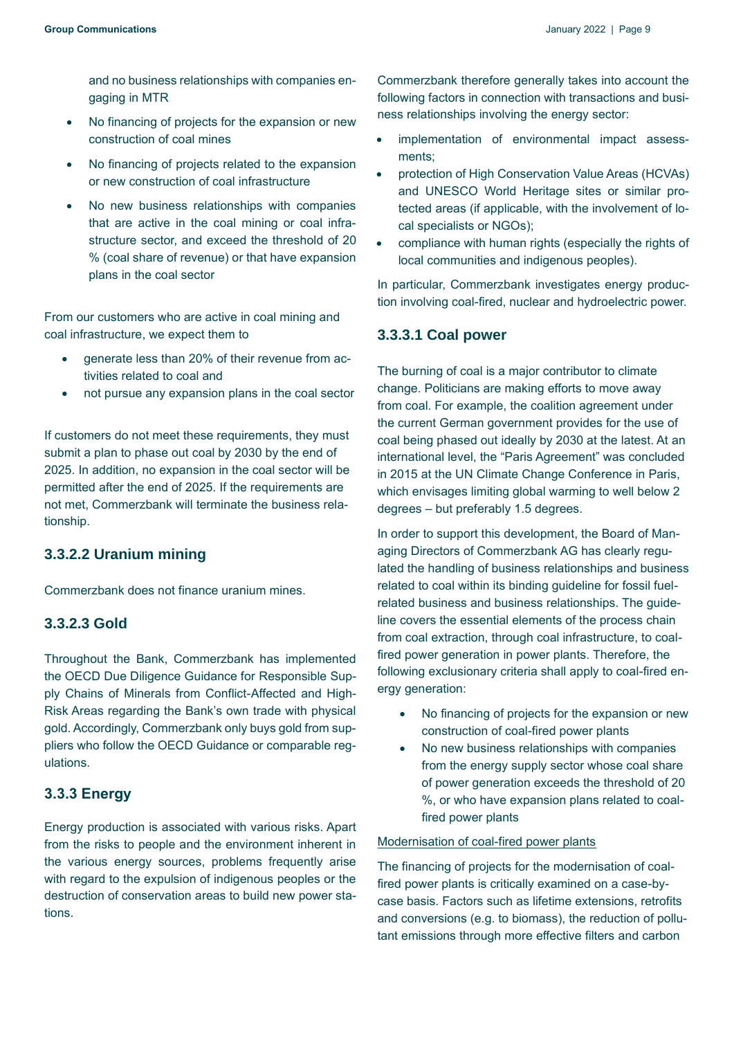and no business relationships with companies engaging in MTR

- No financing of projects for the expansion or new construction of coal mines
- No financing of projects related to the expansion or new construction of coal infrastructure
- No new business relationships with companies that are active in the coal mining or coal infrastructure sector, and exceed the threshold of 20 % (coal share of revenue) or that have expansion plans in the coal sector

From our customers who are active in coal mining and coal infrastructure, we expect them to

- generate less than 20% of their revenue from activities related to coal and
- not pursue any expansion plans in the coal sector

If customers do not meet these requirements, they must submit a plan to phase out coal by 2030 by the end of 2025. In addition, no expansion in the coal sector will be permitted after the end of 2025. If the requirements are not met, Commerzbank will terminate the business relationship.

### 3.3.2.2 Uranium mining

Commerzbank does not finance uranium mines.

### 3.3.2.3 Gold

Throughout the Bank, Commerzbank has implemented the OECD Due Diligence Guidance for Responsible Supply Chains of Minerals from Conflict-Affected and High-Risk Areas regarding the Bank's own trade with physical gold. Accordingly, Commerzbank only buys gold from suppliers who follow the OECD Guidance or comparable regulations.

### 3.3.3 Energy

Energy production is associated with various risks. Apart from the risks to people and the environment inherent in the various energy sources, problems frequently arise with regard to the expulsion of indigenous peoples or the destruction of conservation areas to build new power stations.

Commerzbank therefore generally takes into account the following factors in connection with transactions and business relationships involving the energy sector:

- implementation of environmental impact assessments;
- protection of High Conservation Value Areas (HCVAs) and UNESCO World Heritage sites or similar protected areas (if applicable, with the involvement of local specialists or NGOs);
- compliance with human rights (especially the rights of local communities and indigenous peoples).

In particular, Commerzbank investigates energy production involving coal-fired, nuclear and hydroelectric power.

### 3.3.3.1 Coal power

The burning of coal is a major contributor to climate change. Politicians are making efforts to move away from coal. For example, the coalition agreement under the current German government provides for the use of coal being phased out ideally by 2030 at the latest. At an international level, the "Paris Agreement" was concluded in 2015 at the UN Climate Change Conference in Paris, which envisages limiting global warming to well below 2 degrees – but preferably 1.5 degrees.

In order to support this development, the Board of Managing Directors of Commerzbank AG has clearly regulated the handling of business relationships and business related to coal within its binding guideline for fossil fuel-related business and business relationships. The guideline covers the essential elements of the process chain from coal extraction, through coal infrastructure, to coal-fired power generation in power plants. Therefore, the following exclusionary criteria shall apply to coal-fired energy generation:

- No financing of projects for the expansion or new construction of coal-fired power plants
- No new business relationships with companies from the energy supply sector whose coal share of power generation exceeds the threshold of 20 %, or who have expansion plans related to coal-fired power plants

<u>Modernisation of coal-fired power plants</u>

The financing of projects for the modernisation of coal-fired power plants is critically examined on a case-by-case basis. Factors such as lifetime extensions, retrofits and conversions (e.g. to biomass), the reduction of pollutant emissions through more effective filters and carbon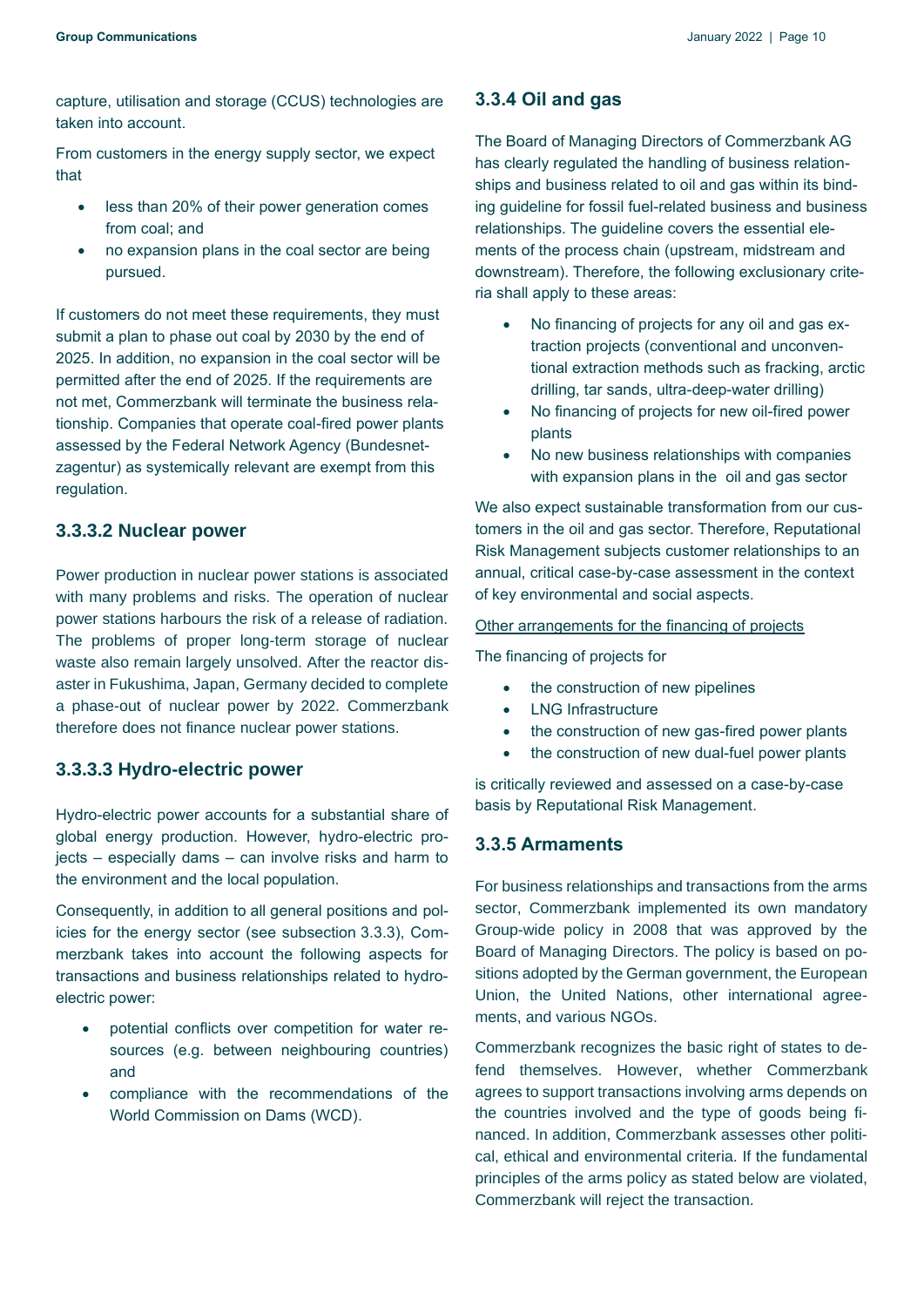capture, utilisation and storage (CCUS) technologies are taken into account.

From customers in the energy supply sector, we expect that

- less than 20% of their power generation comes from coal; and
- no expansion plans in the coal sector are being pursued.

If customers do not meet these requirements, they must submit a plan to phase out coal by 2030 by the end of 2025. In addition, no expansion in the coal sector will be permitted after the end of 2025. If the requirements are not met, Commerzbank will terminate the business relationship. Companies that operate coal-fired power plants assessed by the Federal Network Agency (Bundesnetzagentur) as systemically relevant are exempt from this regulation.

#### 3.3.3.2 Nuclear power

Power production in nuclear power stations is associated with many problems and risks. The operation of nuclear power stations harbours the risk of a release of radiation. The problems of proper long-term storage of nuclear waste also remain largely unsolved. After the reactor disaster in Fukushima, Japan, Germany decided to complete a phase-out of nuclear power by 2022. Commerzbank therefore does not finance nuclear power stations.

#### 3.3.3.3 Hydro-electric power

Hydro-electric power accounts for a substantial share of global energy production. However, hydro-electric projects – especially dams – can involve risks and harm to the environment and the local population.

Consequently, in addition to all general positions and policies for the energy sector (see subsection 3.3.3), Commerzbank takes into account the following aspects for transactions and business relationships related to hydro-electric power:

- potential conflicts over competition for water resources (e.g. between neighbouring countries) and
- compliance with the recommendations of the World Commission on Dams (WCD).

### 3.3.4 Oil and gas

The Board of Managing Directors of Commerzbank AG has clearly regulated the handling of business relationships and business related to oil and gas within its binding guideline for fossil fuel-related business and business relationships. The guideline covers the essential elements of the process chain (upstream, midstream and downstream). Therefore, the following exclusionary criteria shall apply to these areas:

- No financing of projects for any oil and gas extraction projects (conventional and unconventional extraction methods such as fracking, arctic drilling, tar sands, ultra-deep-water drilling)
- No financing of projects for new oil-fired power plants
- No new business relationships with companies with expansion plans in the oil and gas sector

We also expect sustainable transformation from our customers in the oil and gas sector. Therefore, Reputational Risk Management subjects customer relationships to an annual, critical case-by-case assessment in the context of key environmental and social aspects.

<u>Other arrangements for the financing of projects</u>

The financing of projects for

- the construction of new pipelines
- LNG Infrastructure
- the construction of new gas-fired power plants
- the construction of new dual-fuel power plants

is critically reviewed and assessed on a case-by-case basis by Reputational Risk Management.

### 3.3.5 Armaments

For business relationships and transactions from the arms sector, Commerzbank implemented its own mandatory Group-wide policy in 2008 that was approved by the Board of Managing Directors. The policy is based on positions adopted by the German government, the European Union, the United Nations, other international agreements, and various NGOs.

Commerzbank recognizes the basic right of states to defend themselves. However, whether Commerzbank agrees to support transactions involving arms depends on the countries involved and the type of goods being financed. In addition, Commerzbank assesses other political, ethical and environmental criteria. If the fundamental principles of the arms policy as stated below are violated, Commerzbank will reject the transaction.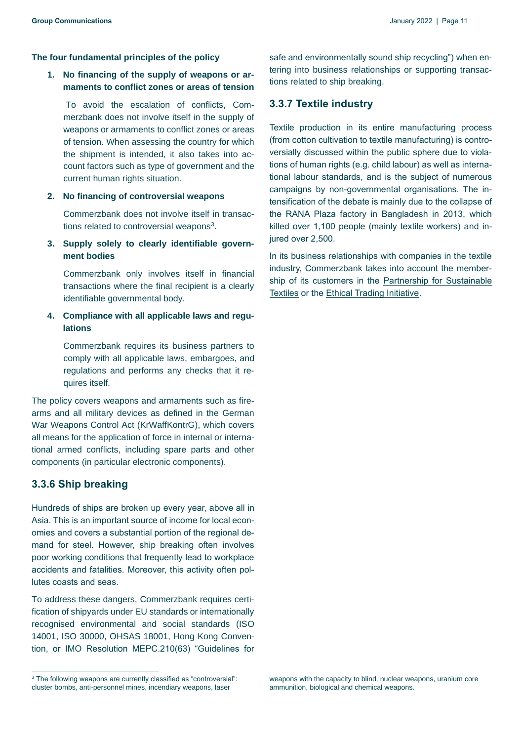**The four fundamental principles of the policy**

1. **No financing of the supply of weapons or armaments to conflict zones or areas of tension**

   To avoid the escalation of conflicts, Commerzbank does not involve itself in the supply of weapons or armaments to conflict zones or areas of tension. When assessing the country for which the shipment is intended, it also takes into account factors such as type of government and the current human rights situation.

2. **No financing of controversial weapons**

   Commerzbank does not involve itself in transactions related to controversial weapons[3].

3. **Supply solely to clearly identifiable government bodies**

   Commerzbank only involves itself in financial transactions where the final recipient is a clearly identifiable governmental body.

4. **Compliance with all applicable laws and regulations**

   Commerzbank requires its business partners to comply with all applicable laws, embargoes, and regulations and performs any checks that it requires itself.

The policy covers weapons and armaments such as firearms and all military devices as defined in the German War Weapons Control Act (KrWaffKontrG), which covers all means for the application of force in internal or international armed conflicts, including spare parts and other components (in particular electronic components).

### 3.3.6 Ship breaking

Hundreds of ships are broken up every year, above all in Asia. This is an important source of income for local economies and covers a substantial portion of the regional demand for steel. However, ship breaking often involves poor working conditions that frequently lead to workplace accidents and fatalities. Moreover, this activity often pollutes coasts and seas.

To address these dangers, Commerzbank requires certification of shipyards under EU standards or internationally recognised environmental and social standards (ISO 14001, ISO 30000, OHSAS 18001, Hong Kong Convention, or IMO Resolution MEPC.210(63) "Guidelines for safe and environmentally sound ship recycling") when entering into business relationships or supporting transactions related to ship breaking.

### 3.3.7 Textile industry

Textile production in its entire manufacturing process (from cotton cultivation to textile manufacturing) is controversially discussed within the public sphere due to violations of human rights (e.g. child labour) as well as international labour standards, and is the subject of numerous campaigns by non-governmental organisations. The intensification of the debate is mainly due to the collapse of the RANA Plaza factory in Bangladesh in 2013, which killed over 1,100 people (mainly textile workers) and injured over 2,500.

In its business relationships with companies in the textile industry, Commerzbank takes into account the membership of its customers in the Partnership for Sustainable Textiles or the Ethical Trading Initiative.

---

[3] The following weapons are currently classified as "controversial": cluster bombs, anti-personnel mines, incendiary weapons, laser weapons with the capacity to blind, nuclear weapons, uranium core ammunition, biological and chemical weapons.